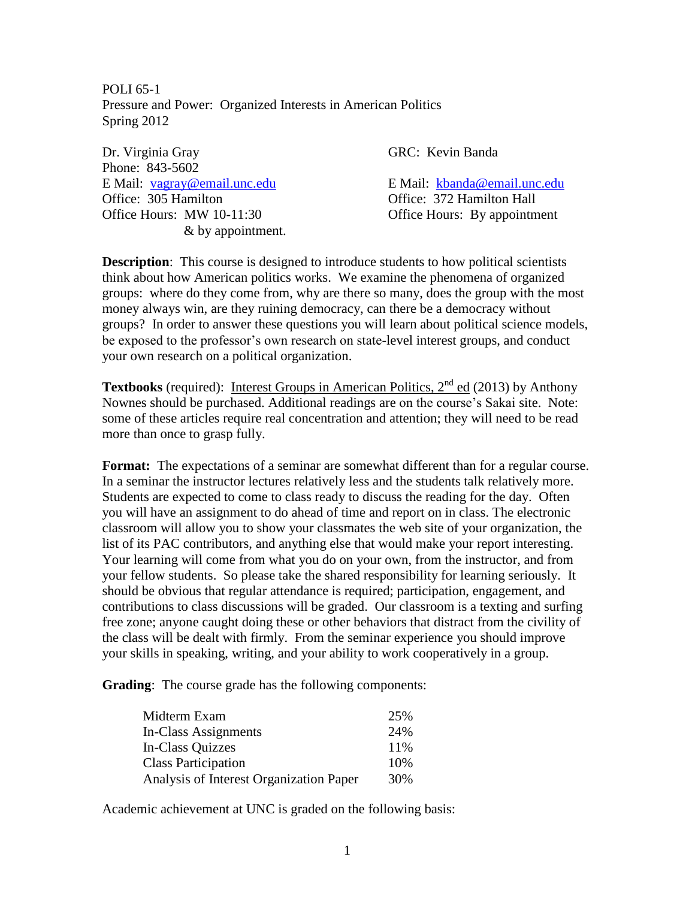POLI 65-1
Pressure and Power: Organized Interests in American Politics
Spring 2012

Dr. Virginia Gray
Phone: 843-5602
E Mail: vagray@email.unc.edu
Office: 305 Hamilton
Office Hours: MW 10-11:30
& by appointment.

GRC: Kevin Banda
E Mail: kbanda@email.unc.edu
Office: 372 Hamilton Hall
Office Hours: By appointment

**Description**: This course is designed to introduce students to how political scientists think about how American politics works. We examine the phenomena of organized groups: where do they come from, why are there so many, does the group with the most money always win, are they ruining democracy, can there be a democracy without groups? In order to answer these questions you will learn about political science models, be exposed to the professor's own research on state-level interest groups, and conduct your own research on a political organization.

**Textbooks** (required): Interest Groups in American Politics, 2nd ed (2013) by Anthony Nownes should be purchased. Additional readings are on the course's Sakai site. Note: some of these articles require real concentration and attention; they will need to be read more than once to grasp fully.

**Format:** The expectations of a seminar are somewhat different than for a regular course. In a seminar the instructor lectures relatively less and the students talk relatively more. Students are expected to come to class ready to discuss the reading for the day. Often you will have an assignment to do ahead of time and report on in class. The electronic classroom will allow you to show your classmates the web site of your organization, the list of its PAC contributors, and anything else that would make your report interesting. Your learning will come from what you do on your own, from the instructor, and from your fellow students. So please take the shared responsibility for learning seriously. It should be obvious that regular attendance is required; participation, engagement, and contributions to class discussions will be graded. Our classroom is a texting and surfing free zone; anyone caught doing these or other behaviors that distract from the civility of the class will be dealt with firmly. From the seminar experience you should improve your skills in speaking, writing, and your ability to work cooperatively in a group.

**Grading**: The course grade has the following components:

| Component | Weight |
|---|---|
| Midterm Exam | 25% |
| In-Class Assignments | 24% |
| In-Class Quizzes | 11% |
| Class Participation | 10% |
| Analysis of Interest Organization Paper | 30% |

Academic achievement at UNC is graded on the following basis: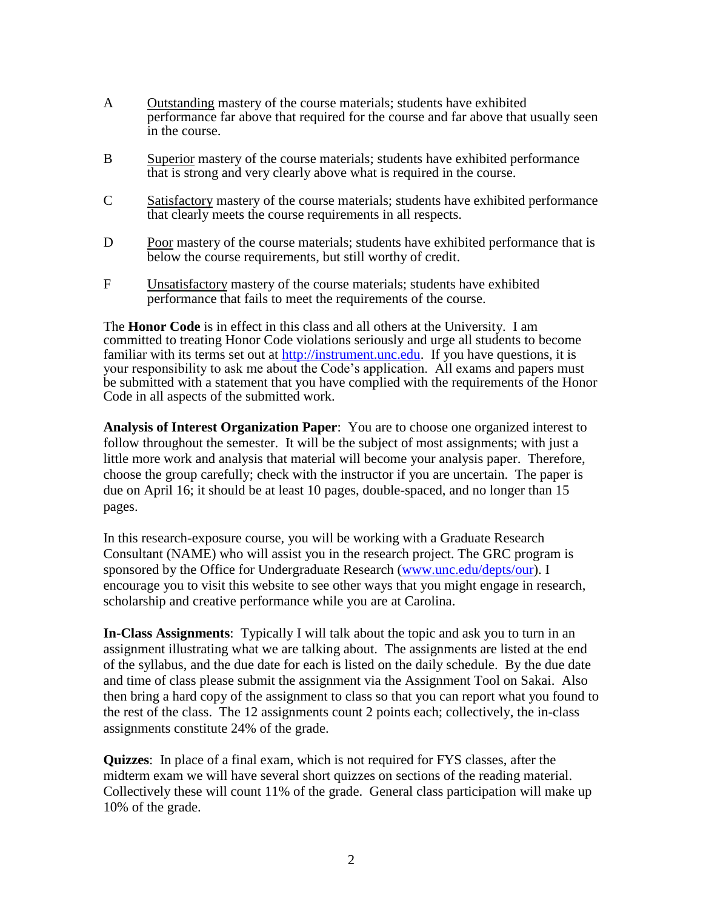A Outstanding mastery of the course materials; students have exhibited performance far above that required for the course and far above that usually seen in the course.

B Superior mastery of the course materials; students have exhibited performance that is strong and very clearly above what is required in the course.

C Satisfactory mastery of the course materials; students have exhibited performance that clearly meets the course requirements in all respects.

D Poor mastery of the course materials; students have exhibited performance that is below the course requirements, but still worthy of credit.

F Unsatisfactory mastery of the course materials; students have exhibited performance that fails to meet the requirements of the course.

The **Honor Code** is in effect in this class and all others at the University. I am committed to treating Honor Code violations seriously and urge all students to become familiar with its terms set out at http://instrument.unc.edu. If you have questions, it is your responsibility to ask me about the Code's application. All exams and papers must be submitted with a statement that you have complied with the requirements of the Honor Code in all aspects of the submitted work.

**Analysis of Interest Organization Paper**: You are to choose one organized interest to follow throughout the semester. It will be the subject of most assignments; with just a little more work and analysis that material will become your analysis paper. Therefore, choose the group carefully; check with the instructor if you are uncertain. The paper is due on April 16; it should be at least 10 pages, double-spaced, and no longer than 15 pages.

In this research-exposure course, you will be working with a Graduate Research Consultant (NAME) who will assist you in the research project. The GRC program is sponsored by the Office for Undergraduate Research (www.unc.edu/depts/our). I encourage you to visit this website to see other ways that you might engage in research, scholarship and creative performance while you are at Carolina.

**In-Class Assignments**: Typically I will talk about the topic and ask you to turn in an assignment illustrating what we are talking about. The assignments are listed at the end of the syllabus, and the due date for each is listed on the daily schedule. By the due date and time of class please submit the assignment via the Assignment Tool on Sakai. Also then bring a hard copy of the assignment to class so that you can report what you found to the rest of the class. The 12 assignments count 2 points each; collectively, the in-class assignments constitute 24% of the grade.

**Quizzes**: In place of a final exam, which is not required for FYS classes, after the midterm exam we will have several short quizzes on sections of the reading material. Collectively these will count 11% of the grade. General class participation will make up 10% of the grade.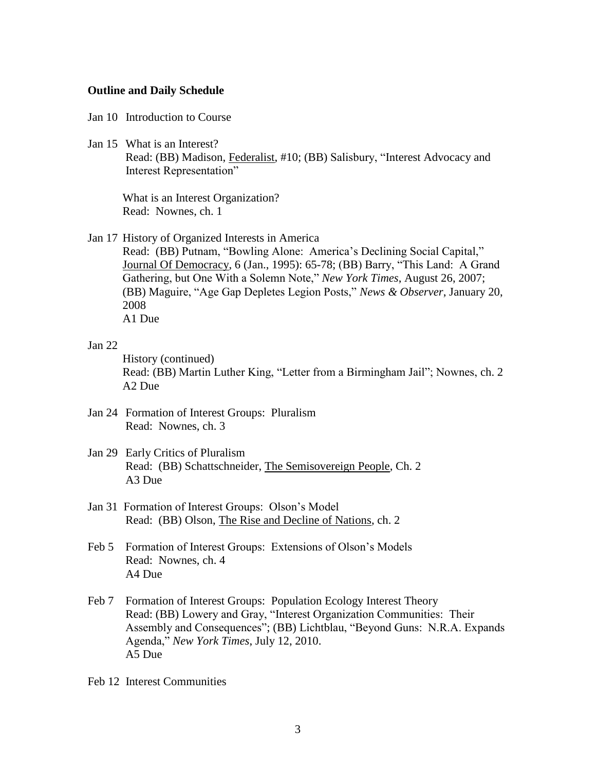**Outline and Daily Schedule**

Jan 10 Introduction to Course

Jan 15 What is an Interest?
Read: (BB) Madison, Federalist, #10; (BB) Salisbury, "Interest Advocacy and Interest Representation"

What is an Interest Organization?
Read: Nownes, ch. 1

Jan 17 History of Organized Interests in America
Read: (BB) Putnam, "Bowling Alone: America's Declining Social Capital," Journal Of Democracy, 6 (Jan., 1995): 65-78; (BB) Barry, "This Land: A Grand Gathering, but One With a Solemn Note," *New York Times*, August 26, 2007; (BB) Maguire, "Age Gap Depletes Legion Posts," *News & Observer*, January 20, 2008
A1 Due

Jan 22
History (continued)
Read: (BB) Martin Luther King, "Letter from a Birmingham Jail"; Nownes, ch. 2
A2 Due

Jan 24 Formation of Interest Groups: Pluralism
Read: Nownes, ch. 3

Jan 29 Early Critics of Pluralism
Read: (BB) Schattschneider, The Semisovereign People, Ch. 2
A3 Due

Jan 31 Formation of Interest Groups: Olson's Model
Read: (BB) Olson, The Rise and Decline of Nations, ch. 2

Feb 5 Formation of Interest Groups: Extensions of Olson's Models
Read: Nownes, ch. 4
A4 Due

Feb 7 Formation of Interest Groups: Population Ecology Interest Theory
Read: (BB) Lowery and Gray, "Interest Organization Communities: Their Assembly and Consequences"; (BB) Lichtblau, "Beyond Guns: N.R.A. Expands Agenda," *New York Times*, July 12, 2010.
A5 Due

Feb 12 Interest Communities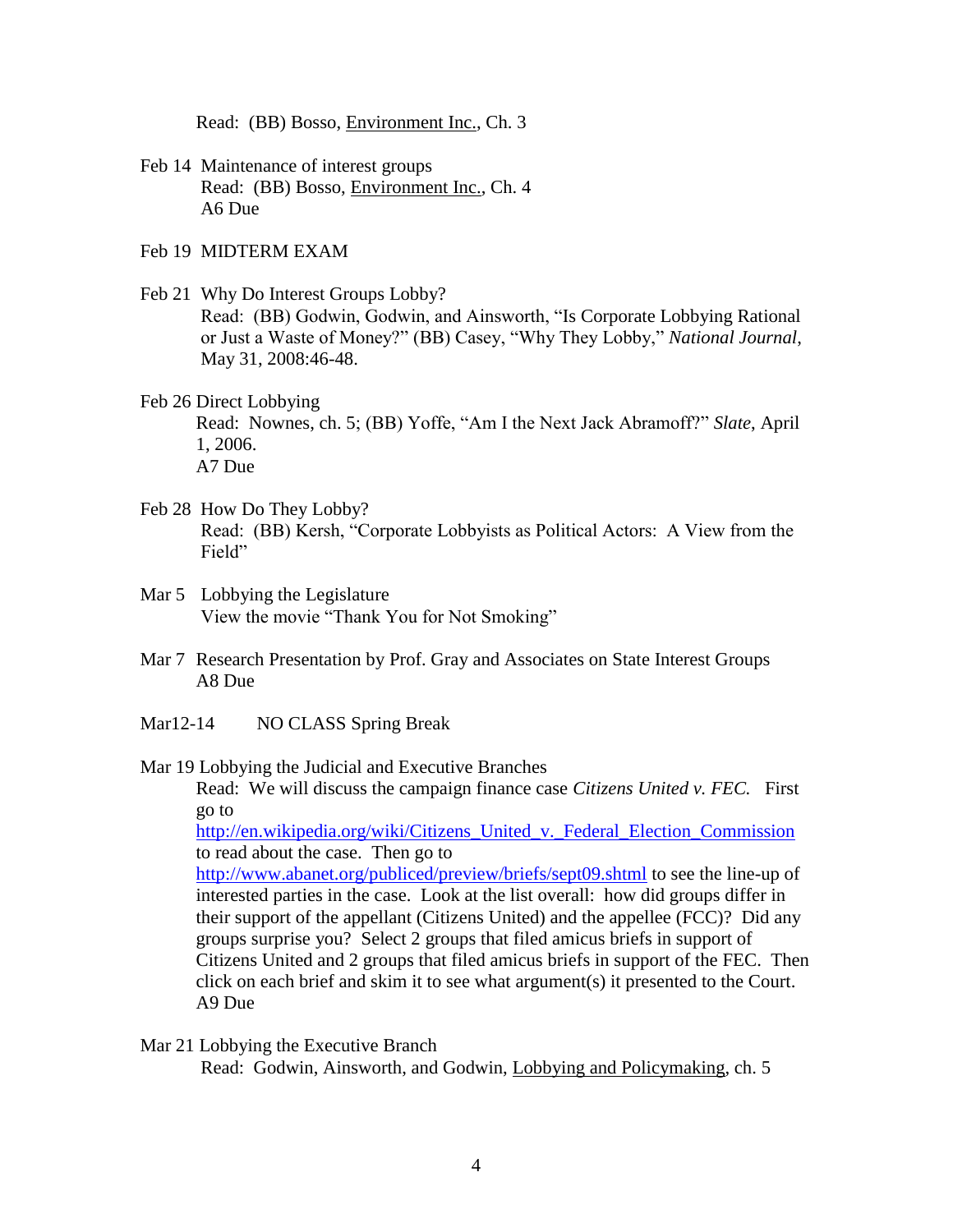Read: (BB) Bosso, Environment Inc., Ch. 3

Feb 14 Maintenance of interest groups
Read: (BB) Bosso, Environment Inc., Ch. 4
A6 Due

Feb 19 MIDTERM EXAM

Feb 21 Why Do Interest Groups Lobby?
Read: (BB) Godwin, Godwin, and Ainsworth, "Is Corporate Lobbying Rational or Just a Waste of Money?" (BB) Casey, "Why They Lobby," *National Journal*, May 31, 2008:46-48.

Feb 26 Direct Lobbying
Read: Nownes, ch. 5; (BB) Yoffe, "Am I the Next Jack Abramoff?" *Slate*, April 1, 2006.
A7 Due

Feb 28 How Do They Lobby?
Read: (BB) Kersh, "Corporate Lobbyists as Political Actors: A View from the Field"

Mar 5 Lobbying the Legislature
View the movie "Thank You for Not Smoking"

Mar 7 Research Presentation by Prof. Gray and Associates on State Interest Groups
A8 Due

Mar12-14 NO CLASS Spring Break

Mar 19 Lobbying the Judicial and Executive Branches
Read: We will discuss the campaign finance case *Citizens United v. FEC.* First go to http://en.wikipedia.org/wiki/Citizens_United_v._Federal_Election_Commission to read about the case. Then go to http://www.abanet.org/publiced/preview/briefs/sept09.shtml to see the line-up of interested parties in the case. Look at the list overall: how did groups differ in their support of the appellant (Citizens United) and the appellee (FCC)? Did any groups surprise you? Select 2 groups that filed amicus briefs in support of Citizens United and 2 groups that filed amicus briefs in support of the FEC. Then click on each brief and skim it to see what argument(s) it presented to the Court.
A9 Due

Mar 21 Lobbying the Executive Branch
Read: Godwin, Ainsworth, and Godwin, Lobbying and Policymaking, ch. 5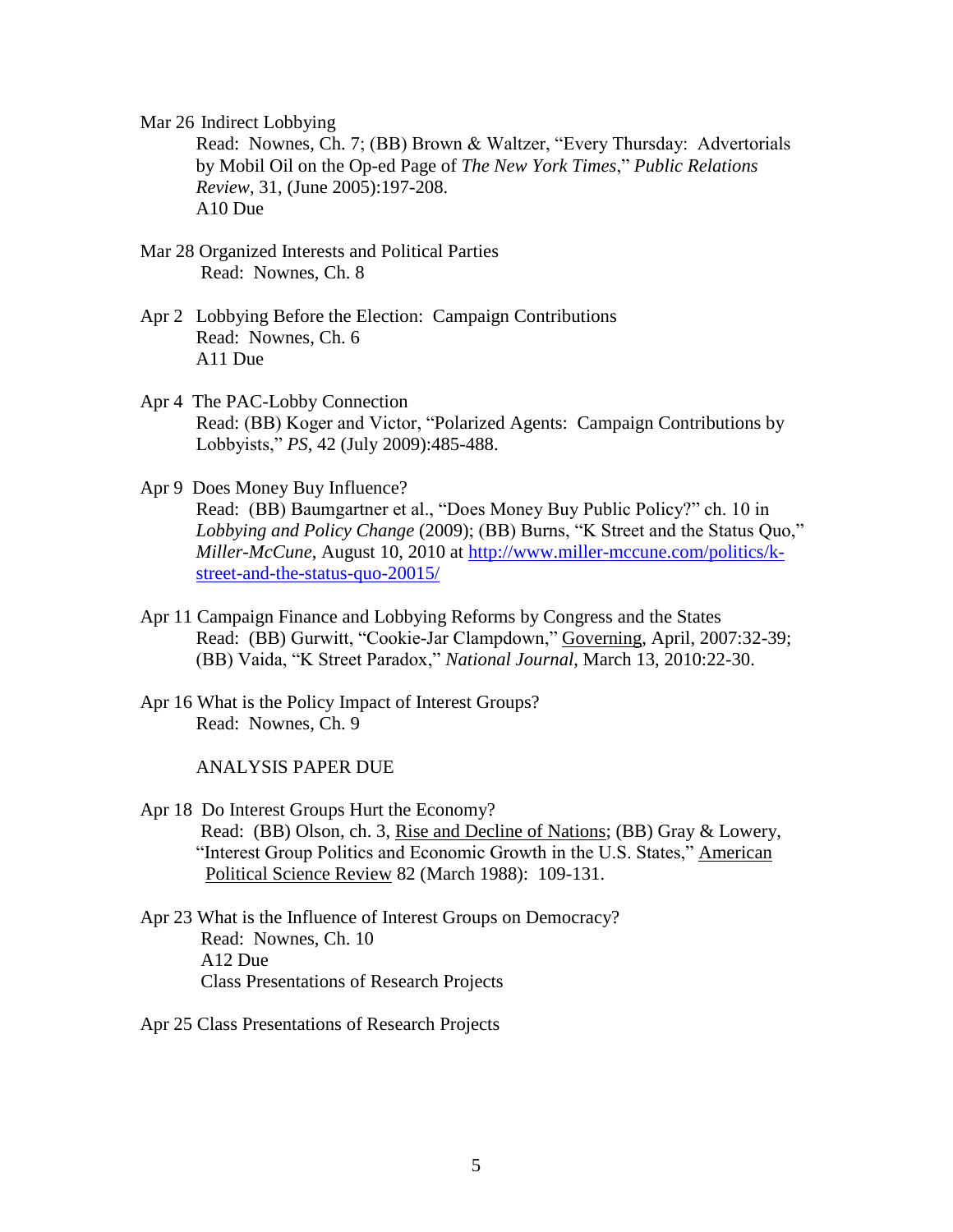Mar 26 Indirect Lobbying

Read: Nownes, Ch. 7; (BB) Brown & Waltzer, "Every Thursday: Advertorials by Mobil Oil on the Op-ed Page of *The New York Times*," *Public Relations Review*, 31, (June 2005):197-208.

A10 Due

Mar 28 Organized Interests and Political Parties

Read: Nownes, Ch. 8

Apr 2 Lobbying Before the Election: Campaign Contributions

Read: Nownes, Ch. 6

A11 Due

Apr 4 The PAC-Lobby Connection

Read: (BB) Koger and Victor, "Polarized Agents: Campaign Contributions by Lobbyists," *PS*, 42 (July 2009):485-488.

Apr 9 Does Money Buy Influence?

Read: (BB) Baumgartner et al., "Does Money Buy Public Policy?" ch. 10 in *Lobbying and Policy Change* (2009); (BB) Burns, "K Street and the Status Quo," *Miller-McCune*, August 10, 2010 at [http://www.miller-mccune.com/politics/k-street-and-the-status-quo-20015/](http://www.miller-mccune.com/politics/k-street-and-the-status-quo-20015/)

Apr 11 Campaign Finance and Lobbying Reforms by Congress and the States

Read: (BB) Gurwitt, "Cookie-Jar Clampdown," Governing, April, 2007:32-39; (BB) Vaida, "K Street Paradox," *National Journal*, March 13, 2010:22-30.

Apr 16 What is the Policy Impact of Interest Groups?

Read: Nownes, Ch. 9

ANALYSIS PAPER DUE

Apr 18 Do Interest Groups Hurt the Economy?

Read: (BB) Olson, ch. 3, Rise and Decline of Nations; (BB) Gray & Lowery, "Interest Group Politics and Economic Growth in the U.S. States," American Political Science Review 82 (March 1988): 109-131.

Apr 23 What is the Influence of Interest Groups on Democracy?

Read: Nownes, Ch. 10

A12 Due

Class Presentations of Research Projects

Apr 25 Class Presentations of Research Projects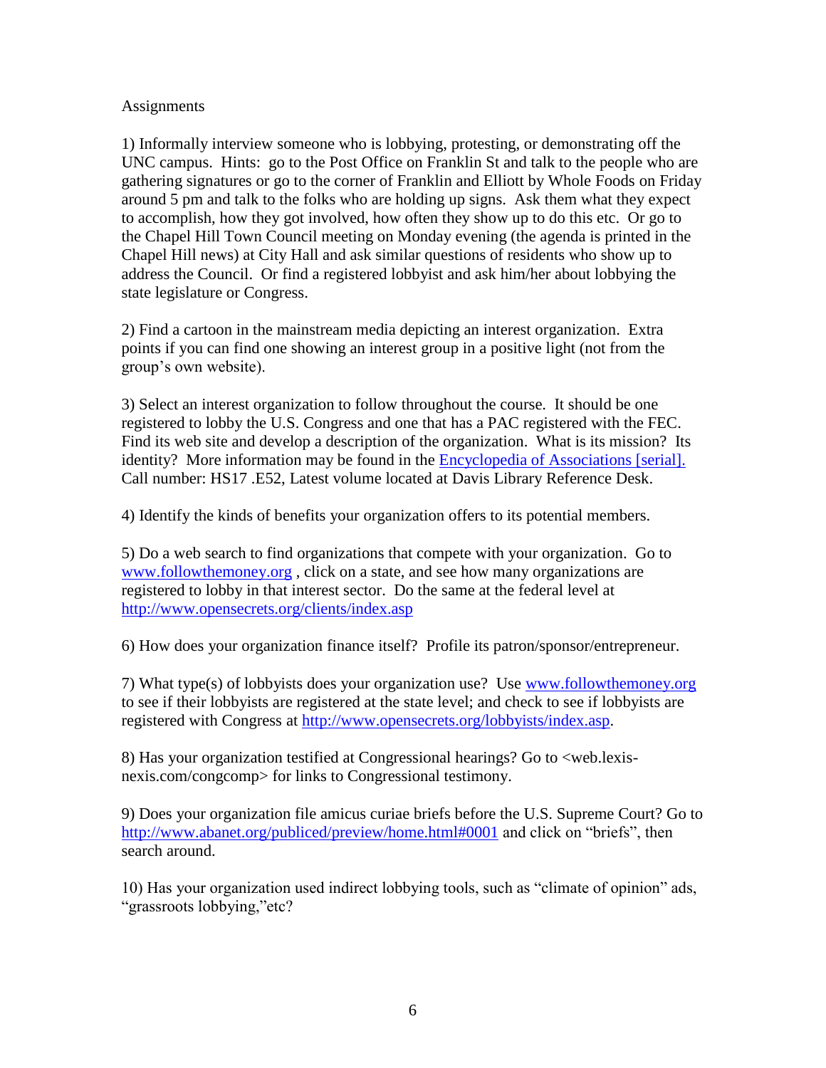Assignments

1) Informally interview someone who is lobbying, protesting, or demonstrating off the UNC campus. Hints: go to the Post Office on Franklin St and talk to the people who are gathering signatures or go to the corner of Franklin and Elliott by Whole Foods on Friday around 5 pm and talk to the folks who are holding up signs. Ask them what they expect to accomplish, how they got involved, how often they show up to do this etc. Or go to the Chapel Hill Town Council meeting on Monday evening (the agenda is printed in the Chapel Hill news) at City Hall and ask similar questions of residents who show up to address the Council. Or find a registered lobbyist and ask him/her about lobbying the state legislature or Congress.

2) Find a cartoon in the mainstream media depicting an interest organization. Extra points if you can find one showing an interest group in a positive light (not from the group's own website).

3) Select an interest organization to follow throughout the course. It should be one registered to lobby the U.S. Congress and one that has a PAC registered with the FEC. Find its web site and develop a description of the organization. What is its mission? Its identity? More information may be found in the Encyclopedia of Associations [serial]. Call number: HS17 .E52, Latest volume located at Davis Library Reference Desk.

4) Identify the kinds of benefits your organization offers to its potential members.

5) Do a web search to find organizations that compete with your organization. Go to www.followthemoney.org , click on a state, and see how many organizations are registered to lobby in that interest sector. Do the same at the federal level at http://www.opensecrets.org/clients/index.asp

6) How does your organization finance itself? Profile its patron/sponsor/entrepreneur.

7) What type(s) of lobbyists does your organization use? Use www.followthemoney.org to see if their lobbyists are registered at the state level; and check to see if lobbyists are registered with Congress at http://www.opensecrets.org/lobbyists/index.asp.

8) Has your organization testified at Congressional hearings? Go to <web.lexis-nexis.com/congcomp> for links to Congressional testimony.

9) Does your organization file amicus curiae briefs before the U.S. Supreme Court? Go to http://www.abanet.org/publiced/preview/home.html#0001 and click on "briefs", then search around.

10) Has your organization used indirect lobbying tools, such as "climate of opinion" ads, "grassroots lobbying,"etc?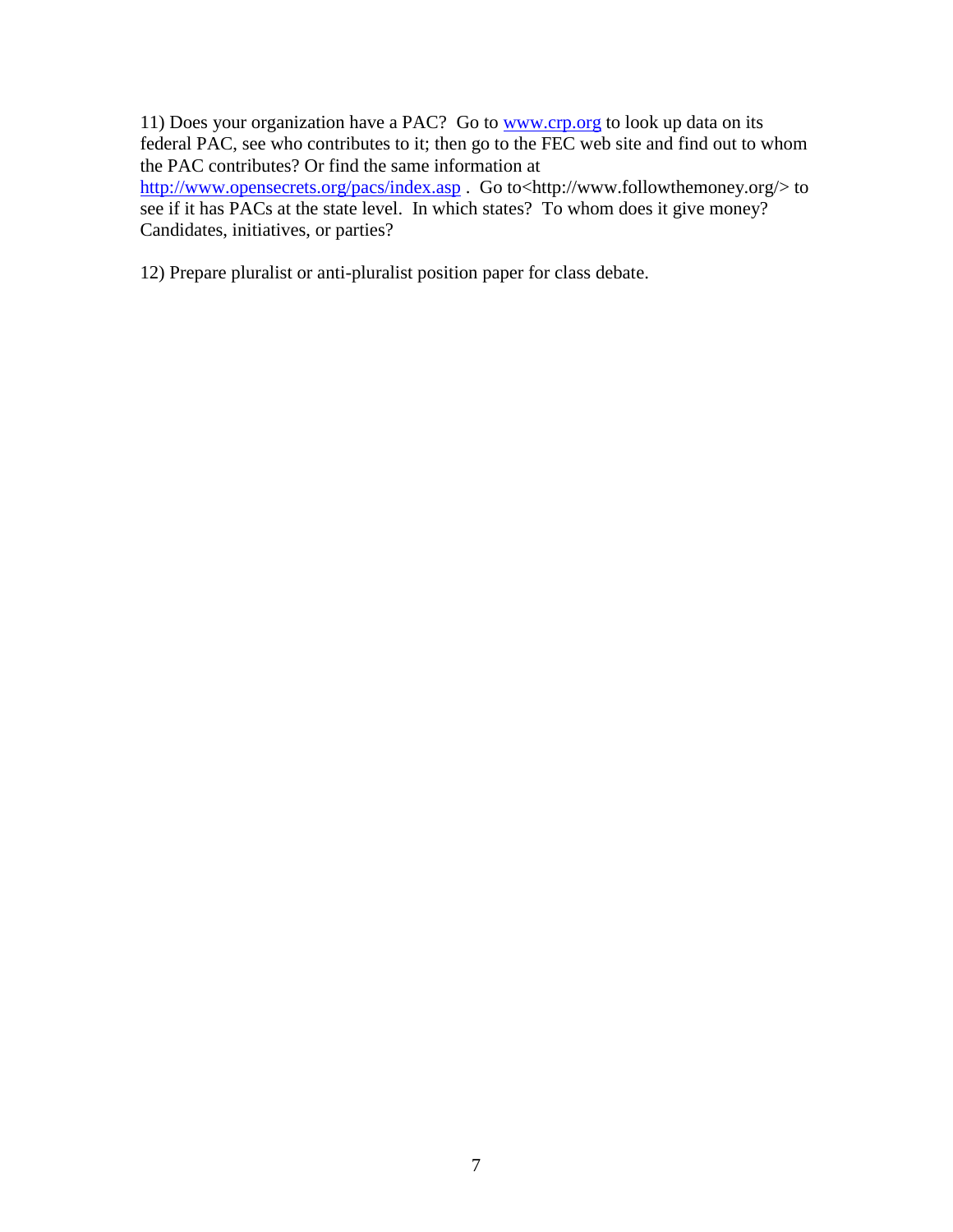11) Does your organization have a PAC? Go to www.crp.org to look up data on its federal PAC, see who contributes to it; then go to the FEC web site and find out to whom the PAC contributes? Or find the same information at http://www.opensecrets.org/pacs/index.asp . Go to<http://www.followthemoney.org/> to see if it has PACs at the state level. In which states? To whom does it give money? Candidates, initiatives, or parties?

12) Prepare pluralist or anti-pluralist position paper for class debate.